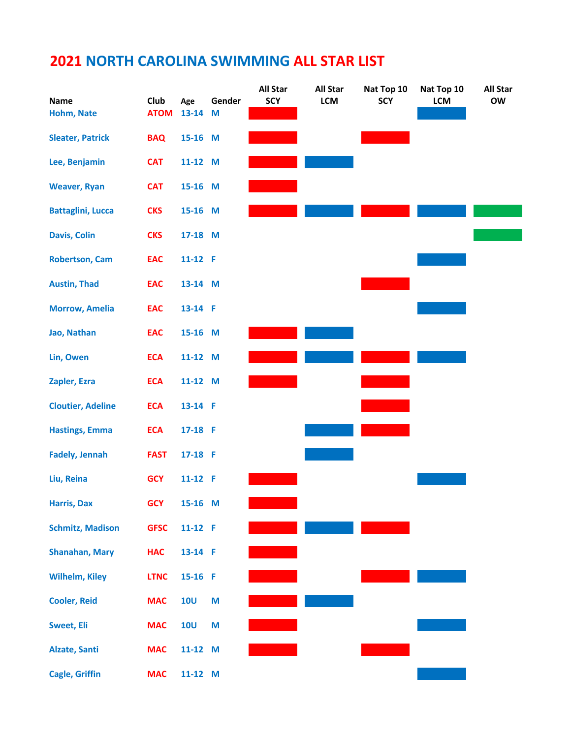# 2021 NORTH CAROLINA SWIMMING ALL STAR LIST

| Name | Club | Age | Gender | All Star SCY | All Star LCM | Nat Top 10 SCY | Nat Top 10 LCM | All Star OW |
|---|---|---|---|---|---|---|---|---|
| Hohm, Nate | ATOM | 13-14 | M | X | | | X | |
| Sleater, Patrick | BAQ | 15-16 | M | X | | X | | |
| Lee, Benjamin | CAT | 11-12 | M | X | X | | | |
| Weaver, Ryan | CAT | 15-16 | M | X | | | | |
| Battaglini, Lucca | CKS | 15-16 | M | X | X | X | X | X |
| Davis, Colin | CKS | 17-18 | M | | | | | X |
| Robertson, Cam | EAC | 11-12 | F | | | | X | |
| Austin, Thad | EAC | 13-14 | M | | | X | | |
| Morrow, Amelia | EAC | 13-14 | F | | | | X | |
| Jao, Nathan | EAC | 15-16 | M | X | X | | | |
| Lin, Owen | ECA | 11-12 | M | X | X | X | X | |
| Zapler, Ezra | ECA | 11-12 | M | X | | X | | |
| Cloutier, Adeline | ECA | 13-14 | F | | | X | | |
| Hastings, Emma | ECA | 17-18 | F | | X | X | | |
| Fadely, Jennah | FAST | 17-18 | F | | X | | | |
| Liu, Reina | GCY | 11-12 | F | X | | | X | |
| Harris, Dax | GCY | 15-16 | M | X | | | | |
| Schmitz, Madison | GFSC | 11-12 | F | X | X | X | | |
| Shanahan, Mary | HAC | 13-14 | F | X | | | | |
| Wilhelm, Kiley | LTNC | 15-16 | F | X | | X | X | |
| Cooler, Reid | MAC | 10U | M | X | X | | | |
| Sweet, Eli | MAC | 10U | M | X | | | X | |
| Alzate, Santi | MAC | 11-12 | M | X | | X | | |
| Cagle, Griffin | MAC | 11-12 | M | | | | X | |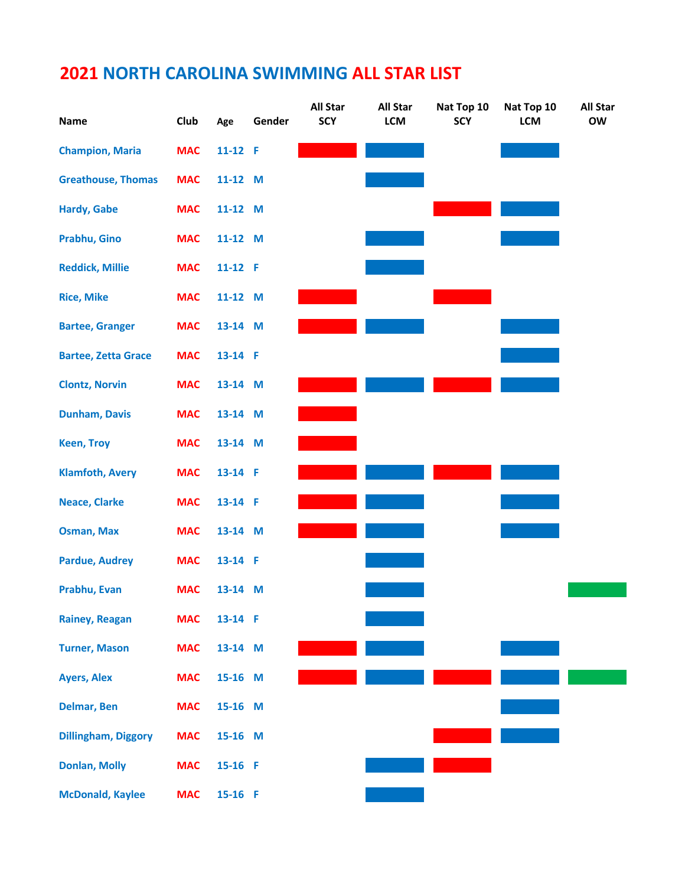# 2021 NORTH CAROLINA SWIMMING ALL STAR LIST

| Name | Club | Age | Gender | All Star SCY | All Star LCM | Nat Top 10 SCY | Nat Top 10 LCM | All Star OW |
|---|---|---|---|---|---|---|---|---|
| Champion, Maria | MAC | 11-12 | F | X | X | | X | |
| Greathouse, Thomas | MAC | 11-12 | M | | X | | | |
| Hardy, Gabe | MAC | 11-12 | M | | | X | X | |
| Prabhu, Gino | MAC | 11-12 | M | | X | | X | |
| Reddick, Millie | MAC | 11-12 | F | | X | | | |
| Rice, Mike | MAC | 11-12 | M | X | | X | | |
| Bartee, Granger | MAC | 13-14 | M | X | X | | X | |
| Bartee, Zetta Grace | MAC | 13-14 | F | | | | X | |
| Clontz, Norvin | MAC | 13-14 | M | X | X | X | X | |
| Dunham, Davis | MAC | 13-14 | M | X | | | | |
| Keen, Troy | MAC | 13-14 | M | X | | | | |
| Klamfoth, Avery | MAC | 13-14 | F | X | X | X | X | |
| Neace, Clarke | MAC | 13-14 | F | X | X | | X | |
| Osman, Max | MAC | 13-14 | M | X | X | | X | |
| Pardue, Audrey | MAC | 13-14 | F | | X | | | |
| Prabhu, Evan | MAC | 13-14 | M | | X | | | X |
| Rainey, Reagan | MAC | 13-14 | F | | X | | | |
| Turner, Mason | MAC | 13-14 | M | X | X | | X | |
| Ayers, Alex | MAC | 15-16 | M | X | X | X | X | X |
| Delmar, Ben | MAC | 15-16 | M | | | | X | |
| Dillingham, Diggory | MAC | 15-16 | M | | | X | X | |
| Donlan, Molly | MAC | 15-16 | F | | X | X | | |
| McDonald, Kaylee | MAC | 15-16 | F | | X | | | |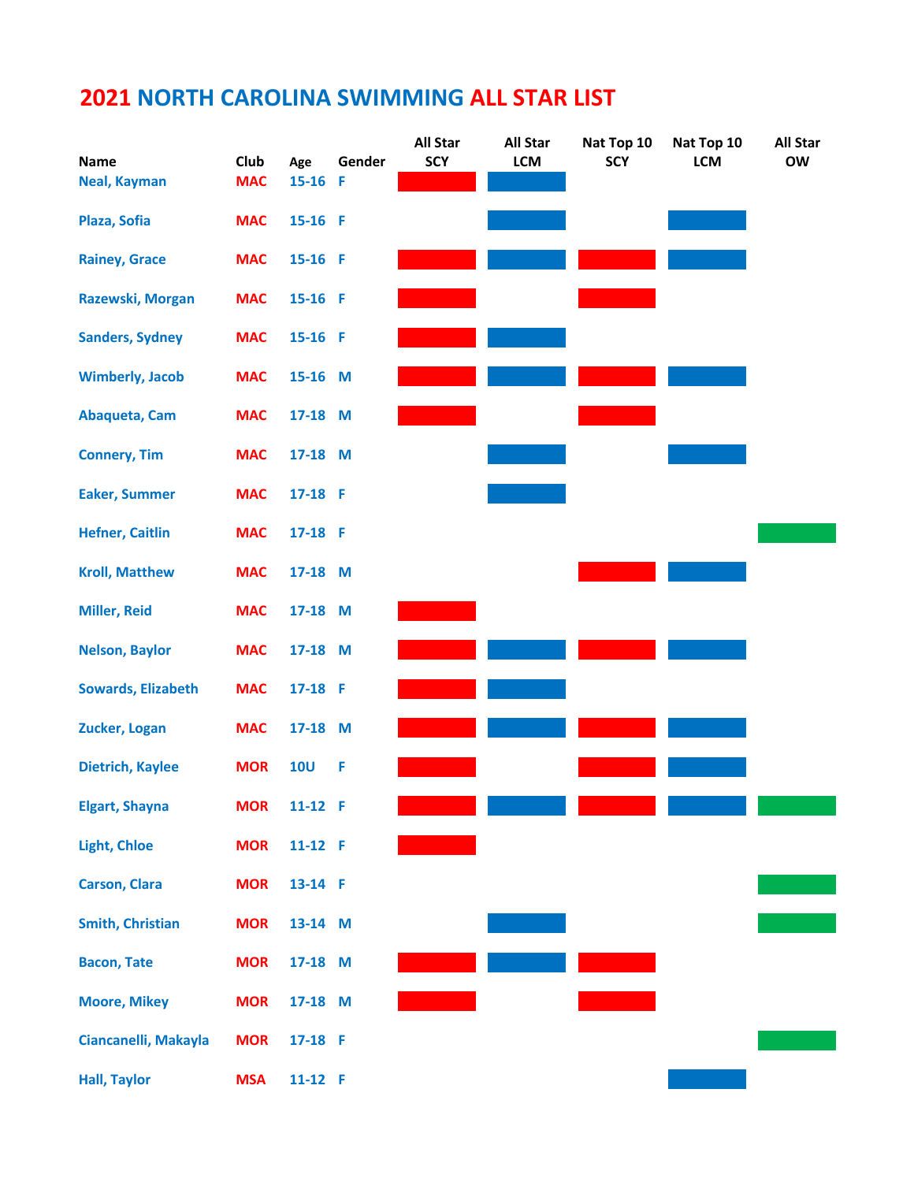# 2021 NORTH CAROLINA SWIMMING ALL STAR LIST

| Name | Club | Age | Gender | All Star SCY | All Star LCM | Nat Top 10 SCY | Nat Top 10 LCM | All Star OW |
|---|---|---|---|---|---|---|---|---|
| Neal, Kayman | MAC | 15-16 | F | X | X | | | |
| Plaza, Sofia | MAC | 15-16 | F | | X | | X | |
| Rainey, Grace | MAC | 15-16 | F | X | X | X | X | |
| Razewski, Morgan | MAC | 15-16 | F | X | | X | | |
| Sanders, Sydney | MAC | 15-16 | F | X | X | | | |
| Wimberly, Jacob | MAC | 15-16 | M | X | X | X | X | |
| Abaqueta, Cam | MAC | 17-18 | M | X | | X | | |
| Connery, Tim | MAC | 17-18 | M | | X | | X | |
| Eaker, Summer | MAC | 17-18 | F | | X | | | |
| Hefner, Caitlin | MAC | 17-18 | F | | | | | X |
| Kroll, Matthew | MAC | 17-18 | M | | | X | X | |
| Miller, Reid | MAC | 17-18 | M | X | | | | |
| Nelson, Baylor | MAC | 17-18 | M | X | X | X | X | |
| Sowards, Elizabeth | MAC | 17-18 | F | X | X | | | |
| Zucker, Logan | MAC | 17-18 | M | X | X | X | X | |
| Dietrich, Kaylee | MOR | 10U | F | X | | X | X | |
| Elgart, Shayna | MOR | 11-12 | F | X | X | X | X | X |
| Light, Chloe | MOR | 11-12 | F | X | | | | |
| Carson, Clara | MOR | 13-14 | F | | | | | X |
| Smith, Christian | MOR | 13-14 | M | | X | | | X |
| Bacon, Tate | MOR | 17-18 | M | X | X | X | | |
| Moore, Mikey | MOR | 17-18 | M | X | | X | | |
| Ciancanelli, Makayla | MOR | 17-18 | F | | | | | X |
| Hall, Taylor | MSA | 11-12 | F | | | | X | |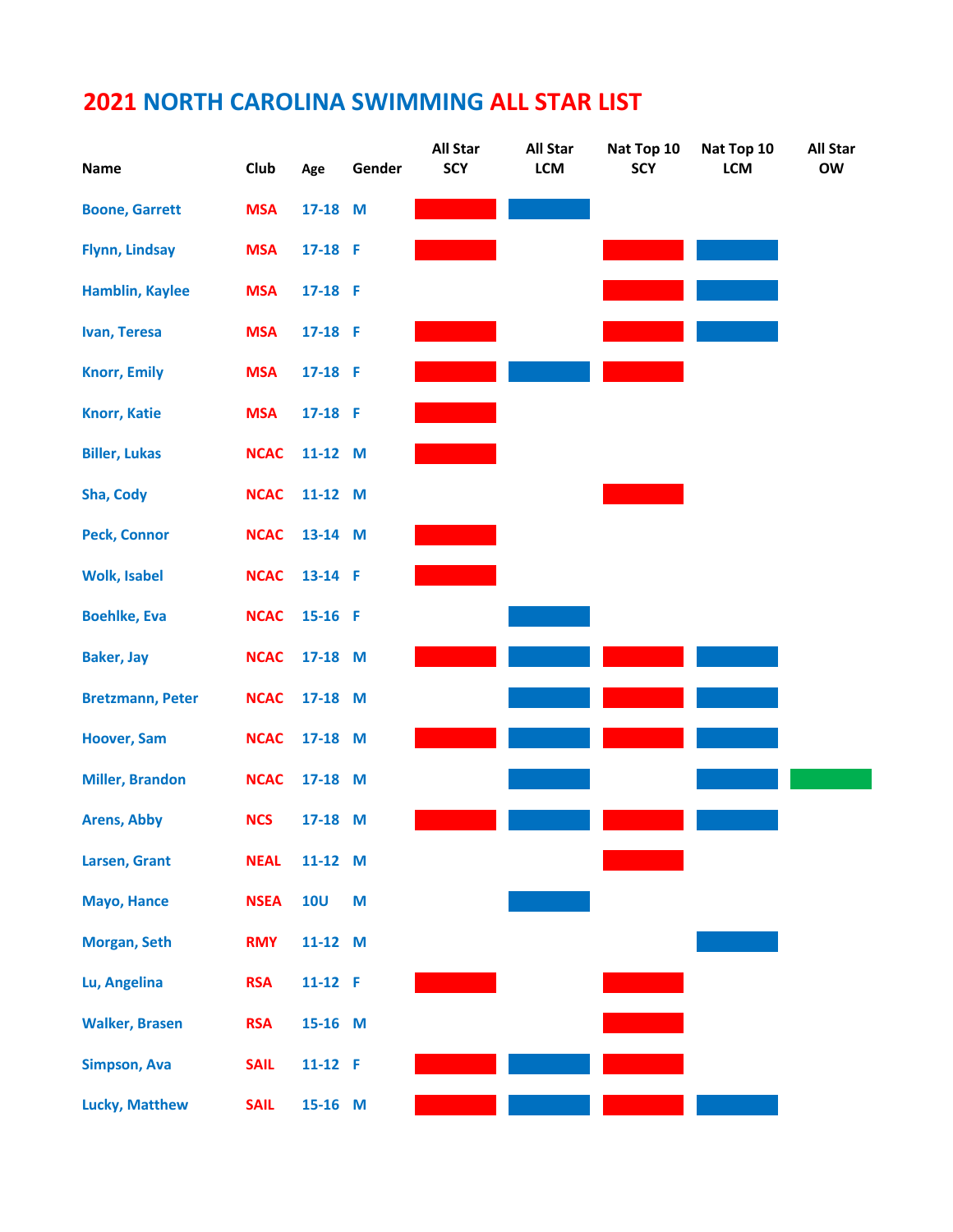# 2021 NORTH CAROLINA SWIMMING ALL STAR LIST

| Name | Club | Age | Gender | All Star SCY | All Star LCM | Nat Top 10 SCY | Nat Top 10 LCM | All Star OW |
|---|---|---|---|---|---|---|---|---|
| Boone, Garrett | MSA | 17-18 | M | X | X | | | |
| Flynn, Lindsay | MSA | 17-18 | F | X | | X | X | |
| Hamblin, Kaylee | MSA | 17-18 | F | | | X | X | |
| Ivan, Teresa | MSA | 17-18 | F | X | | X | X | |
| Knorr, Emily | MSA | 17-18 | F | X | X | X | | |
| Knorr, Katie | MSA | 17-18 | F | X | | | | |
| Biller, Lukas | NCAC | 11-12 | M | X | | | | |
| Sha, Cody | NCAC | 11-12 | M | | | X | | |
| Peck, Connor | NCAC | 13-14 | M | X | | | | |
| Wolk, Isabel | NCAC | 13-14 | F | X | | | | |
| Boehlke, Eva | NCAC | 15-16 | F | | X | | | |
| Baker, Jay | NCAC | 17-18 | M | X | X | X | X | |
| Bretzmann, Peter | NCAC | 17-18 | M | | X | X | X | |
| Hoover, Sam | NCAC | 17-18 | M | X | X | X | X | |
| Miller, Brandon | NCAC | 17-18 | M | | X | | X | X |
| Arens, Abby | NCS | 17-18 | M | X | X | X | X | |
| Larsen, Grant | NEAL | 11-12 | M | | | X | | |
| Mayo, Hance | NSEA | 10U | M | | X | | | |
| Morgan, Seth | RMY | 11-12 | M | | | | X | |
| Lu, Angelina | RSA | 11-12 | F | X | | X | | |
| Walker, Brasen | RSA | 15-16 | M | | | X | | |
| Simpson, Ava | SAIL | 11-12 | F | X | X | X | | |
| Lucky, Matthew | SAIL | 15-16 | M | X | X | X | X | |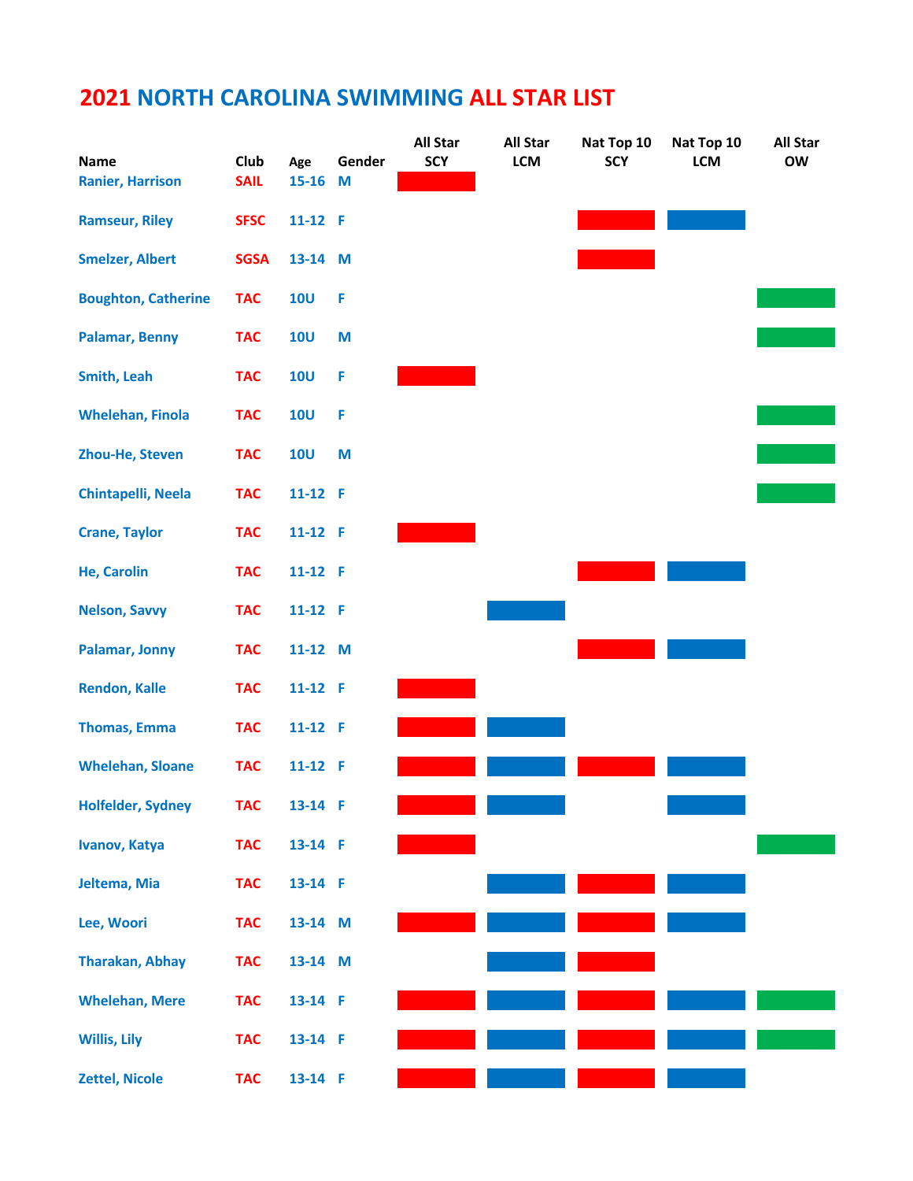# 2021 NORTH CAROLINA SWIMMING ALL STAR LIST

| Name | Club | Age | Gender | All Star SCY | All Star LCM | Nat Top 10 SCY | Nat Top 10 LCM | All Star OW |
|---|---|---|---|---|---|---|---|---|
| Ranier, Harrison | SAIL | 15-16 | M | X | | | | |
| Ramseur, Riley | SFSC | 11-12 | F | | | X | X | |
| Smelzer, Albert | SGSA | 13-14 | M | | | X | | |
| Boughton, Catherine | TAC | 10U | F | | | | | X |
| Palamar, Benny | TAC | 10U | M | | | | | X |
| Smith, Leah | TAC | 10U | F | X | | | | |
| Whelehan, Finola | TAC | 10U | F | | | | | X |
| Zhou-He, Steven | TAC | 10U | M | | | | | X |
| Chintapelli, Neela | TAC | 11-12 | F | | | | | X |
| Crane, Taylor | TAC | 11-12 | F | X | | | | |
| He, Carolin | TAC | 11-12 | F | | | X | X | |
| Nelson, Savvy | TAC | 11-12 | F | | X | | | |
| Palamar, Jonny | TAC | 11-12 | M | | | X | X | |
| Rendon, Kalle | TAC | 11-12 | F | X | | | | |
| Thomas, Emma | TAC | 11-12 | F | X | X | | | |
| Whelehan, Sloane | TAC | 11-12 | F | X | X | X | X | |
| Holfelder, Sydney | TAC | 13-14 | F | X | X | | X | |
| Ivanov, Katya | TAC | 13-14 | F | X | | | | X |
| Jeltema, Mia | TAC | 13-14 | F | | X | X | X | |
| Lee, Woori | TAC | 13-14 | M | X | X | X | X | |
| Tharakan, Abhay | TAC | 13-14 | M | | X | X | | |
| Whelehan, Mere | TAC | 13-14 | F | X | X | X | X | X |
| Willis, Lily | TAC | 13-14 | F | X | X | X | X | X |
| Zettel, Nicole | TAC | 13-14 | F | X | X | X | X | |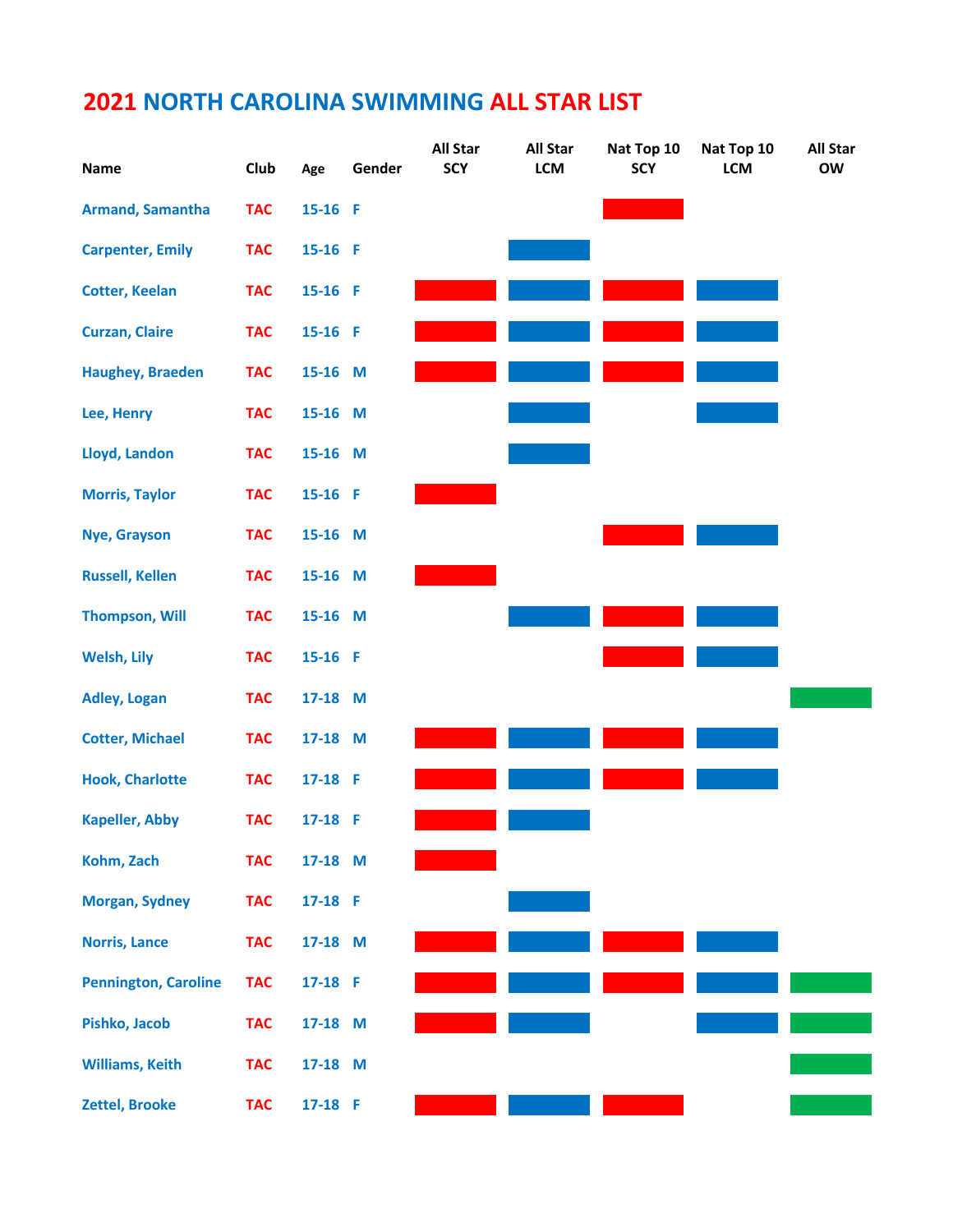# 2021 NORTH CAROLINA SWIMMING ALL STAR LIST

| Name | Club | Age | Gender | All Star SCY | All Star LCM | Nat Top 10 SCY | Nat Top 10 LCM | All Star OW |
|---|---|---|---|---|---|---|---|---|
| Armand, Samantha | TAC | 15-16 | F | | | ■ | | |
| Carpenter, Emily | TAC | 15-16 | F | | ■ | | | |
| Cotter, Keelan | TAC | 15-16 | F | ■ | ■ | ■ | ■ | |
| Curzan, Claire | TAC | 15-16 | F | ■ | ■ | ■ | ■ | |
| Haughey, Braeden | TAC | 15-16 | M | ■ | ■ | ■ | ■ | |
| Lee, Henry | TAC | 15-16 | M | | ■ | | ■ | |
| Lloyd, Landon | TAC | 15-16 | M | | ■ | | | |
| Morris, Taylor | TAC | 15-16 | F | ■ | | | | |
| Nye, Grayson | TAC | 15-16 | M | | | ■ | ■ | |
| Russell, Kellen | TAC | 15-16 | M | ■ | | | | |
| Thompson, Will | TAC | 15-16 | M | | ■ | ■ | ■ | |
| Welsh, Lily | TAC | 15-16 | F | | | ■ | ■ | |
| Adley, Logan | TAC | 17-18 | M | | | | | ■ |
| Cotter, Michael | TAC | 17-18 | M | ■ | ■ | ■ | ■ | |
| Hook, Charlotte | TAC | 17-18 | F | ■ | ■ | ■ | ■ | |
| Kapeller, Abby | TAC | 17-18 | F | ■ | ■ | | | |
| Kohm, Zach | TAC | 17-18 | M | ■ | | | | |
| Morgan, Sydney | TAC | 17-18 | F | | ■ | | | |
| Norris, Lance | TAC | 17-18 | M | ■ | ■ | ■ | ■ | |
| Pennington, Caroline | TAC | 17-18 | F | ■ | ■ | ■ | ■ | ■ |
| Pishko, Jacob | TAC | 17-18 | M | ■ | ■ | | ■ | ■ |
| Williams, Keith | TAC | 17-18 | M | | | | | ■ |
| Zettel, Brooke | TAC | 17-18 | F | ■ | ■ | ■ | | ■ |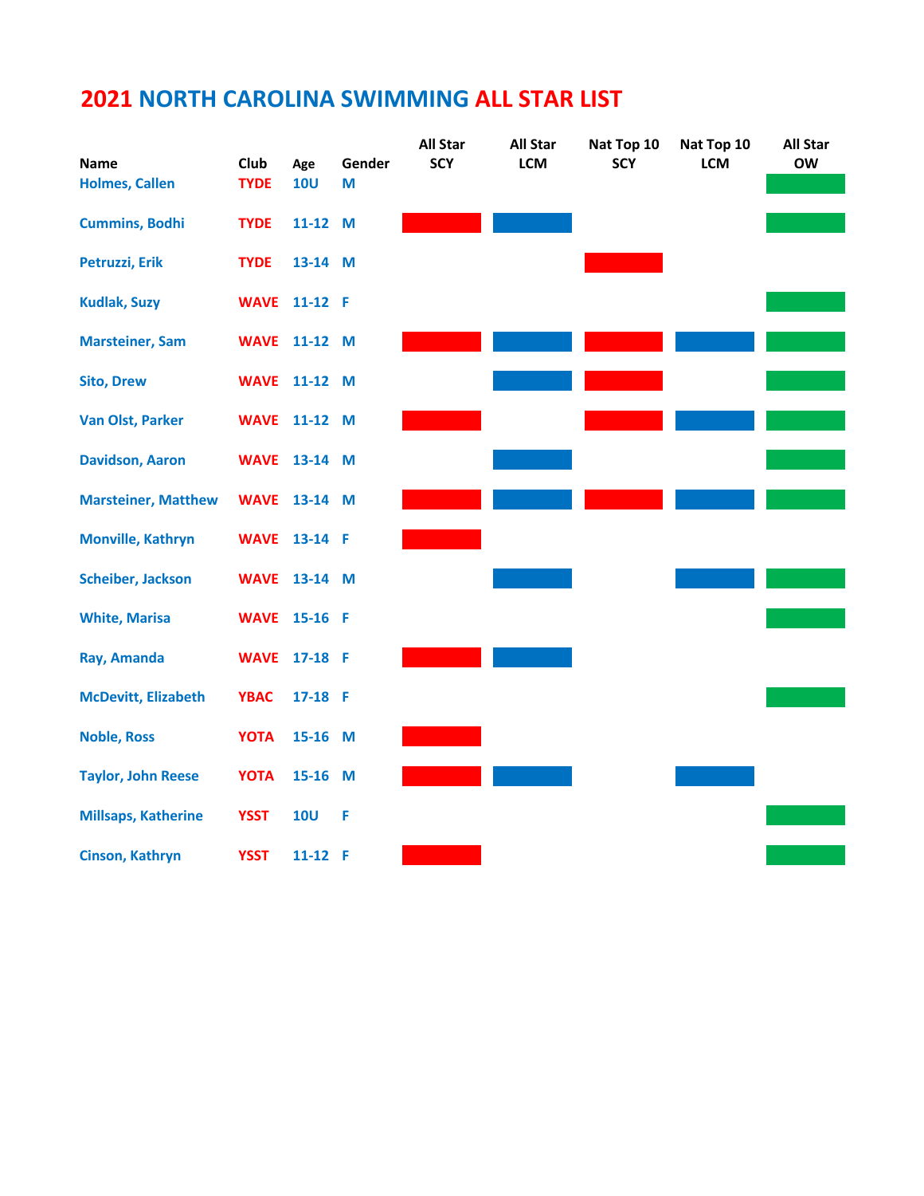# 2021 NORTH CAROLINA SWIMMING ALL STAR LIST

| Name | Club | Age | Gender | All Star SCY | All Star LCM | Nat Top 10 SCY | Nat Top 10 LCM | All Star OW |
|---|---|---|---|---|---|---|---|---|
| Holmes, Callen | TYDE | 10U | M | | | | | X |
| Cummins, Bodhi | TYDE | 11-12 | M | X | X | | | X |
| Petruzzi, Erik | TYDE | 13-14 | M | | | X | | |
| Kudlak, Suzy | WAVE | 11-12 | F | | | | | X |
| Marsteiner, Sam | WAVE | 11-12 | M | X | X | X | X | X |
| Sito, Drew | WAVE | 11-12 | M | | X | X | | X |
| Van Olst, Parker | WAVE | 11-12 | M | X | | X | X | X |
| Davidson, Aaron | WAVE | 13-14 | M | | X | | | X |
| Marsteiner, Matthew | WAVE | 13-14 | M | X | X | X | X | X |
| Monville, Kathryn | WAVE | 13-14 | F | X | | | | |
| Scheiber, Jackson | WAVE | 13-14 | M | | X | | X | X |
| White, Marisa | WAVE | 15-16 | F | | | | | X |
| Ray, Amanda | WAVE | 17-18 | F | X | X | | | |
| McDevitt, Elizabeth | YBAC | 17-18 | F | | | | | X |
| Noble, Ross | YOTA | 15-16 | M | X | | | | |
| Taylor, John Reese | YOTA | 15-16 | M | X | X | | X | |
| Millsaps, Katherine | YSST | 10U | F | | | | | X |
| Cinson, Kathryn | YSST | 11-12 | F | X | | | | X |